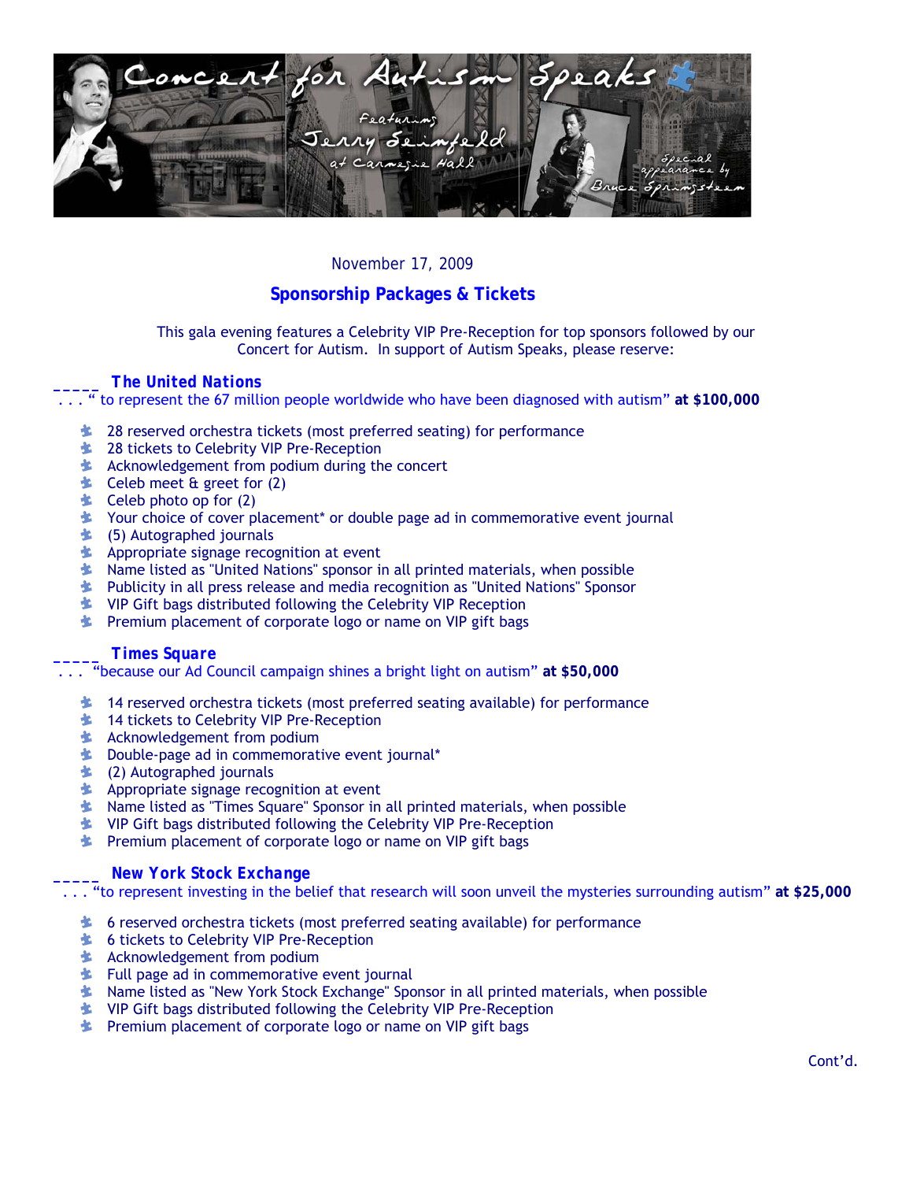# Concert for Autism Speaks

Featuring Jerry Seinfeld at Carnegie Hall

Special appearance by Bruce Springsteen

November 17, 2009

## Sponsorship Packages & Tickets

This gala evening features a Celebrity VIP Pre-Reception for top sponsors followed by our Concert for Autism. In support of Autism Speaks, please reserve:

_____ **The United Nations**

. . . " to represent the 67 million people worldwide who have been diagnosed with autism" **at $100,000**

- 28 reserved orchestra tickets (most preferred seating) for performance
- 28 tickets to Celebrity VIP Pre-Reception
- Acknowledgement from podium during the concert
- Celeb meet & greet for (2)
- Celeb photo op for (2)
- Your choice of cover placement* or double page ad in commemorative event journal
- (5) Autographed journals
- Appropriate signage recognition at event
- Name listed as "United Nations" sponsor in all printed materials, when possible
- Publicity in all press release and media recognition as "United Nations" Sponsor
- VIP Gift bags distributed following the Celebrity VIP Reception
- Premium placement of corporate logo or name on VIP gift bags

_____ **Times Square**

. . . "because our Ad Council campaign shines a bright light on autism" **at $50,000**

- 14 reserved orchestra tickets (most preferred seating available) for performance
- 14 tickets to Celebrity VIP Pre-Reception
- Acknowledgement from podium
- Double-page ad in commemorative event journal*
- (2) Autographed journals
- Appropriate signage recognition at event
- Name listed as "Times Square" Sponsor in all printed materials, when possible
- VIP Gift bags distributed following the Celebrity VIP Pre-Reception
- Premium placement of corporate logo or name on VIP gift bags

_____ **New York Stock Exchange**

. . . "to represent investing in the belief that research will soon unveil the mysteries surrounding autism" **at $25,000**

- 6 reserved orchestra tickets (most preferred seating available) for performance
- 6 tickets to Celebrity VIP Pre-Reception
- Acknowledgement from podium
- Full page ad in commemorative event journal
- Name listed as "New York Stock Exchange" Sponsor in all printed materials, when possible
- VIP Gift bags distributed following the Celebrity VIP Pre-Reception
- Premium placement of corporate logo or name on VIP gift bags

Cont'd.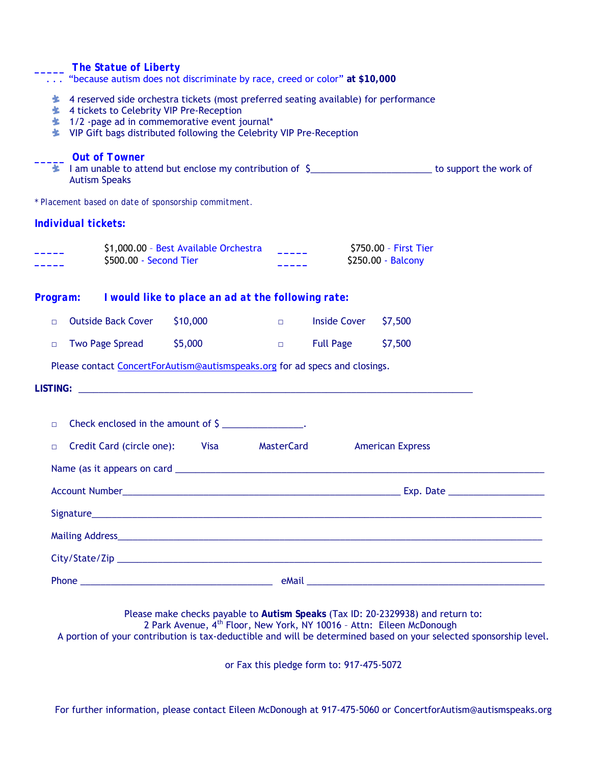_____ **The Statue of Liberty**

. . . "because autism does not discriminate by race, creed or color" **at $10,000**

- 4 reserved side orchestra tickets (most preferred seating available) for performance
- 4 tickets to Celebrity VIP Pre-Reception
- 1/2 -page ad in commemorative event journal*
- VIP Gift bags distributed following the Celebrity VIP Pre-Reception

_____ **Out of Towner**

- I am unable to attend but enclose my contribution of $______________________ to support the work of Autism Speaks

\* Placement based on date of sponsorship commitment.

**Individual tickets:**

| | | | |
|---|---|---|---|
| _____ | $1,000.00 – Best Available Orchestra | _____ | $750.00 – First Tier |
| _____ | $500.00 - Second Tier | _____ | $250.00 - Balcony |

**Program: I would like to place an ad at the following rate:**

| | | | | | |
|---|---|---|---|---|---|
| □ | Outside Back Cover | $10,000 | □ | Inside Cover | $7,500 |
| □ | Two Page Spread | $5,000 | □ | Full Page | $7,500 |

Please contact ConcertForAutism@autismspeaks.org for ad specs and closings.

**LISTING:** ______________________________________________________________________

□ Check enclosed in the amount of $ _______________.

□ Credit Card (circle one): Visa MasterCard American Express

Name (as it appears on card ____________________________________________________________

Account Number_____________________________________________ Exp. Date _______________

Signature__________________________________________________________________________

Mailing Address_____________________________________________________________________

City/State/Zip _______________________________________________________________________

Phone _________________________________ eMail _______________________________________

Please make checks payable to **Autism Speaks** (Tax ID: 20-2329938) and return to:
2 Park Avenue, 4th Floor, New York, NY 10016 – Attn: Eileen McDonough
A portion of your contribution is tax-deductible and will be determined based on your selected sponsorship level.

or Fax this pledge form to: 917-475-5072

For further information, please contact Eileen McDonough at 917-475-5060 or ConcertforAutism@autismspeaks.org